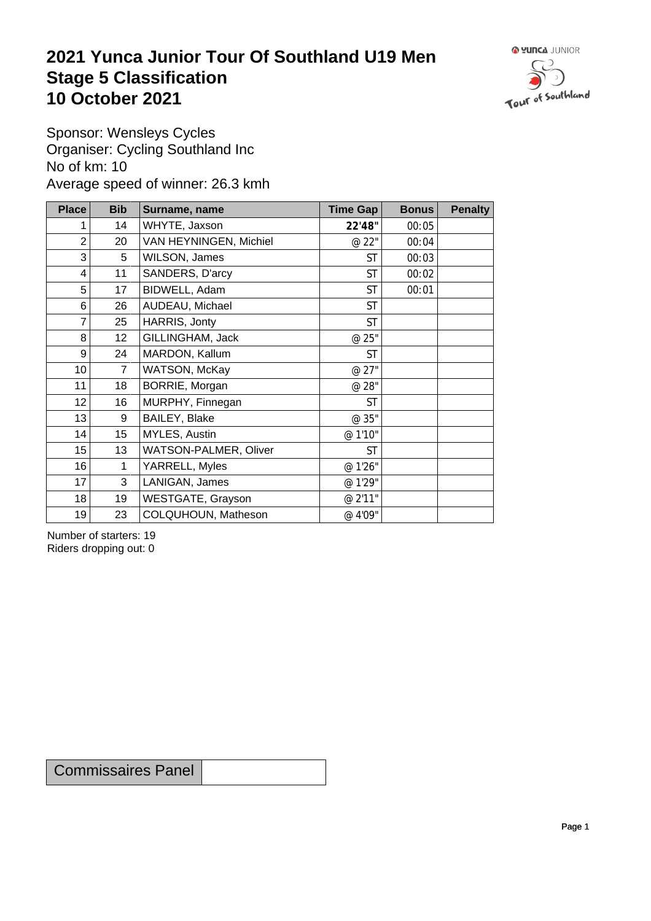# 2021 Yunca Junior Tour Of Southland U19 Men
# Stage 5 Classification
# 10 October 2021

Sponsor: Wensleys Cycles
Organiser: Cycling Southland Inc
No of km: 10
Average speed of winner: 26.3 kmh

| Place | Bib | Surname, name | Time Gap | Bonus | Penalty |
|---|---|---|---|---|---|
| 1 | 14 | WHYTE, Jaxson | **22'48"** | 00:05 | |
| 2 | 20 | VAN HEYNINGEN, Michiel | @ 22" | 00:04 | |
| 3 | 5 | WILSON, James | ST | 00:03 | |
| 4 | 11 | SANDERS, D'arcy | ST | 00:02 | |
| 5 | 17 | BIDWELL, Adam | ST | 00:01 | |
| 6 | 26 | AUDEAU, Michael | ST | | |
| 7 | 25 | HARRIS, Jonty | ST | | |
| 8 | 12 | GILLINGHAM, Jack | @ 25" | | |
| 9 | 24 | MARDON, Kallum | ST | | |
| 10 | 7 | WATSON, McKay | @ 27" | | |
| 11 | 18 | BORRIE, Morgan | @ 28" | | |
| 12 | 16 | MURPHY, Finnegan | ST | | |
| 13 | 9 | BAILEY, Blake | @ 35" | | |
| 14 | 15 | MYLES, Austin | @ 1'10" | | |
| 15 | 13 | WATSON-PALMER, Oliver | ST | | |
| 16 | 1 | YARRELL, Myles | @ 1'26" | | |
| 17 | 3 | LANIGAN, James | @ 1'29" | | |
| 18 | 19 | WESTGATE, Grayson | @ 2'11" | | |
| 19 | 23 | COLQUHOUN, Matheson | @ 4'09" | | |

Number of starters: 19
Riders dropping out: 0

| Commissaires Panel | |
|---|---|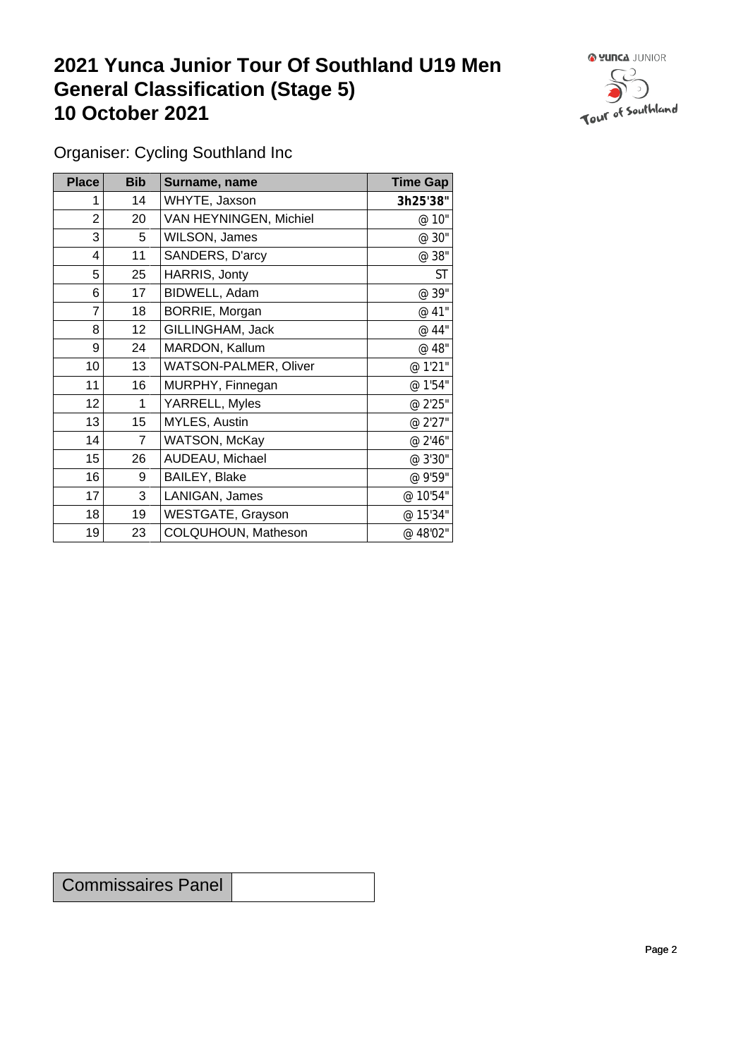# 2021 Yunca Junior Tour Of Southland U19 Men
# General Classification (Stage 5)
# 10 October 2021

Organiser: Cycling Southland Inc

| Place | Bib | Surname, name | Time Gap |
|---|---|---|---|
| 1 | 14 | WHYTE, Jaxson | **3h25'38"** |
| 2 | 20 | VAN HEYNINGEN, Michiel | @ 10" |
| 3 | 5 | WILSON, James | @ 30" |
| 4 | 11 | SANDERS, D'arcy | @ 38" |
| 5 | 25 | HARRIS, Jonty | ST |
| 6 | 17 | BIDWELL, Adam | @ 39" |
| 7 | 18 | BORRIE, Morgan | @ 41" |
| 8 | 12 | GILLINGHAM, Jack | @ 44" |
| 9 | 24 | MARDON, Kallum | @ 48" |
| 10 | 13 | WATSON-PALMER, Oliver | @ 1'21" |
| 11 | 16 | MURPHY, Finnegan | @ 1'54" |
| 12 | 1 | YARRELL, Myles | @ 2'25" |
| 13 | 15 | MYLES, Austin | @ 2'27" |
| 14 | 7 | WATSON, McKay | @ 2'46" |
| 15 | 26 | AUDEAU, Michael | @ 3'30" |
| 16 | 9 | BAILEY, Blake | @ 9'59" |
| 17 | 3 | LANIGAN, James | @ 10'54" |
| 18 | 19 | WESTGATE, Grayson | @ 15'34" |
| 19 | 23 | COLQUHOUN, Matheson | @ 48'02" |

| Commissaires Panel | |
|---|---|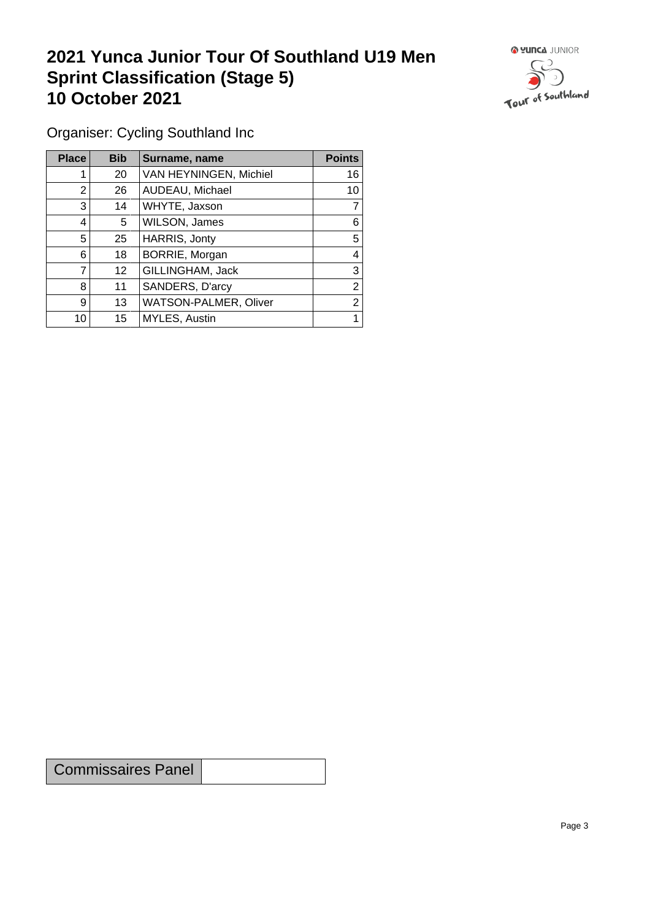# 2021 Yunca Junior Tour Of Southland U19 Men
# Sprint Classification (Stage 5)
# 10 October 2021

Organiser: Cycling Southland Inc

| Place | Bib | Surname, name | Points |
|---|---|---|---|
| 1 | 20 | VAN HEYNINGEN, Michiel | 16 |
| 2 | 26 | AUDEAU, Michael | 10 |
| 3 | 14 | WHYTE, Jaxson | 7 |
| 4 | 5 | WILSON, James | 6 |
| 5 | 25 | HARRIS, Jonty | 5 |
| 6 | 18 | BORRIE, Morgan | 4 |
| 7 | 12 | GILLINGHAM, Jack | 3 |
| 8 | 11 | SANDERS, D'arcy | 2 |
| 9 | 13 | WATSON-PALMER, Oliver | 2 |
| 10 | 15 | MYLES, Austin | 1 |

| Commissaires Panel | |
|---|---|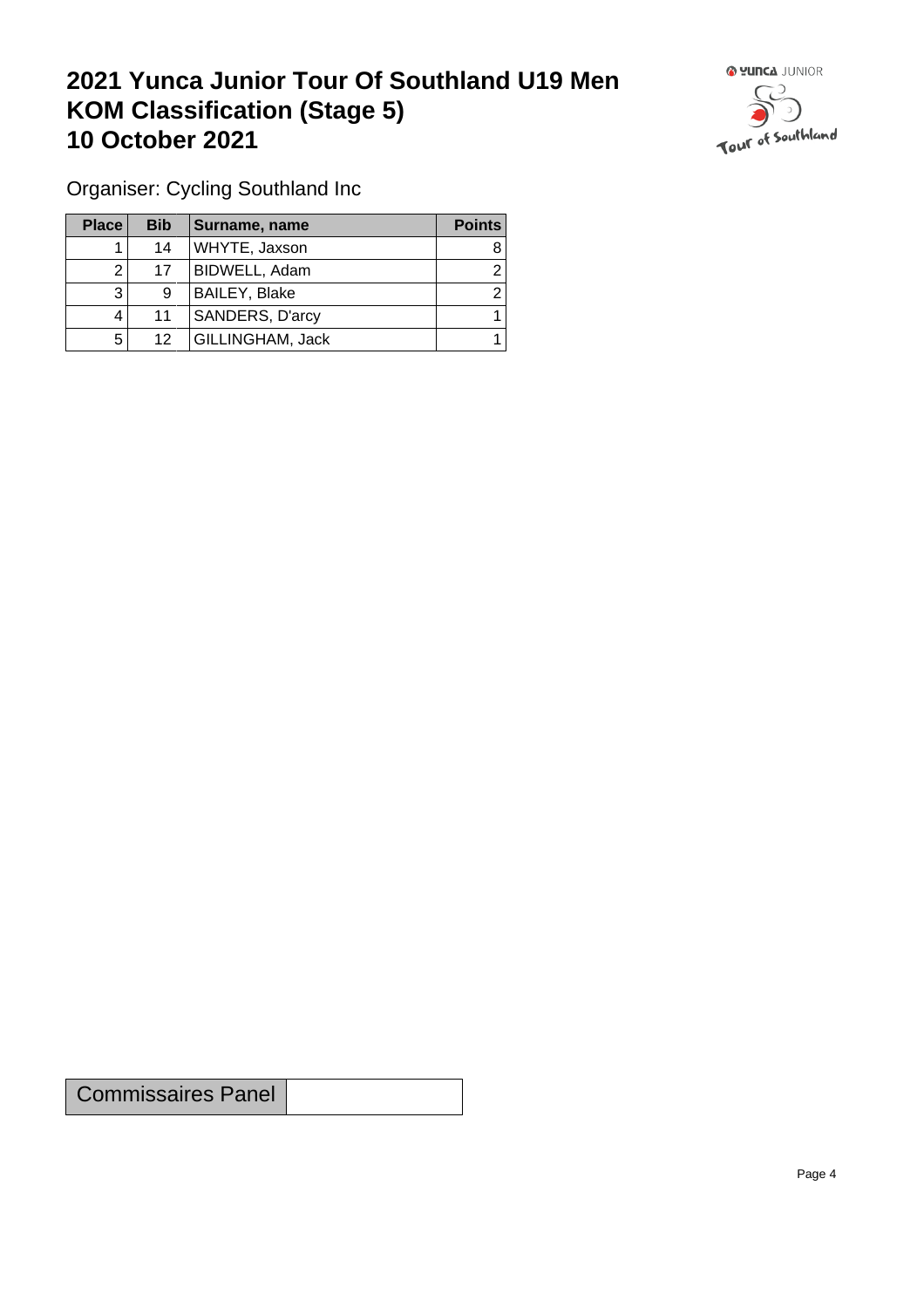# 2021 Yunca Junior Tour Of Southland U19 Men
# KOM Classification (Stage 5)
# 10 October 2021

Organiser: Cycling Southland Inc

| Place | Bib | Surname, name | Points |
|---|---|---|---|
| 1 | 14 | WHYTE, Jaxson | 8 |
| 2 | 17 | BIDWELL, Adam | 2 |
| 3 | 9 | BAILEY, Blake | 2 |
| 4 | 11 | SANDERS, D'arcy | 1 |
| 5 | 12 | GILLINGHAM, Jack | 1 |

| Commissaires Panel | |
|---|---|